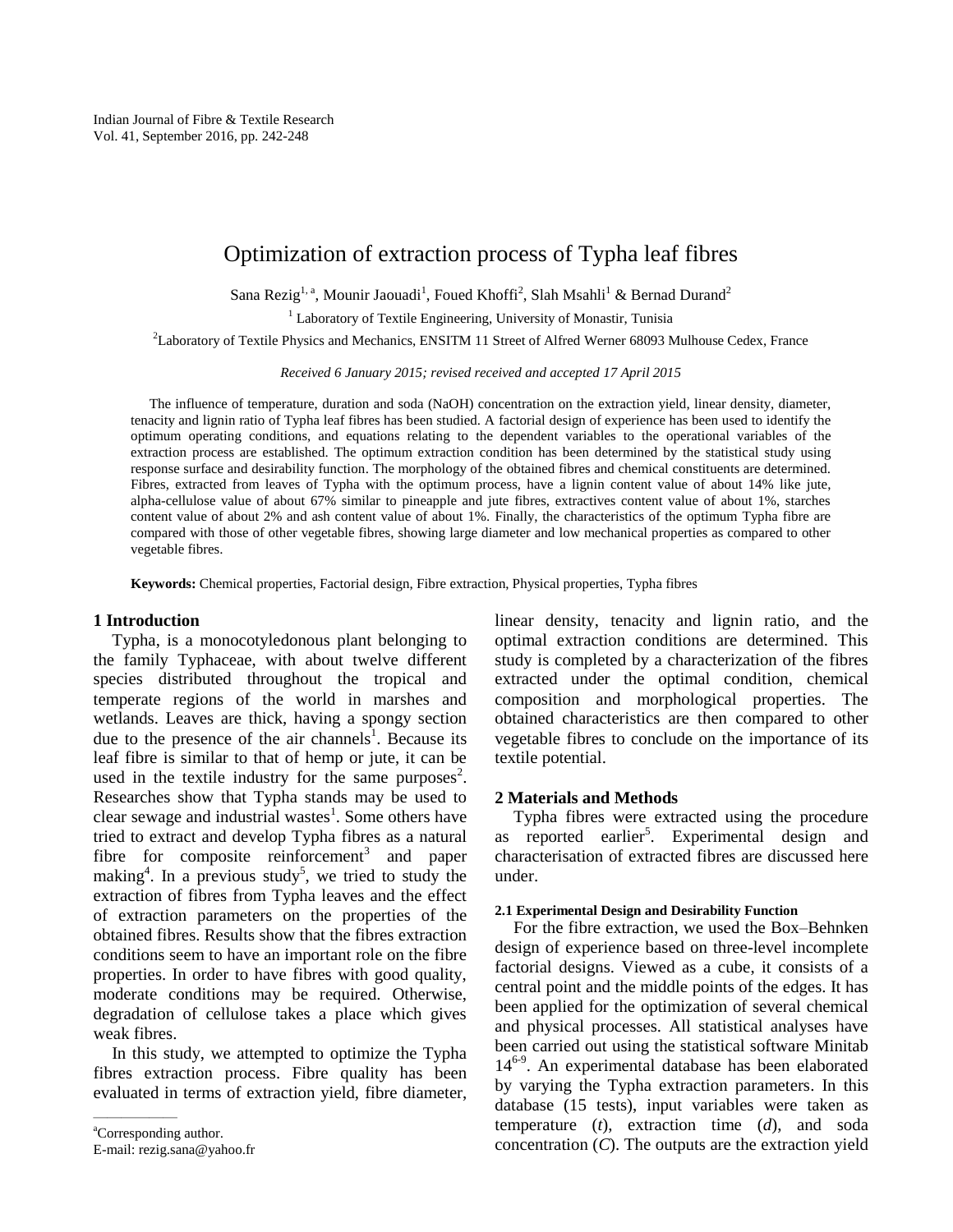# Optimization of extraction process of Typha leaf fibres

Sana Rezig[1, a], Mounir Jaouadi[1], Foued Khoffi[2], Slah Msahli[1] & Bernad Durand[2]

[1] Laboratory of Textile Engineering, University of Monastir, Tunisia

[2]Laboratory of Textile Physics and Mechanics, ENSITM 11 Street of Alfred Werner 68093 Mulhouse Cedex, France

*Received 6 January 2015; revised received and accepted 17 April 2015*

The influence of temperature, duration and soda (NaOH) concentration on the extraction yield, linear density, diameter, tenacity and lignin ratio of Typha leaf fibres has been studied. A factorial design of experience has been used to identify the optimum operating conditions, and equations relating to the dependent variables to the operational variables of the extraction process are established. The optimum extraction condition has been determined by the statistical study using response surface and desirability function. The morphology of the obtained fibres and chemical constituents are determined. Fibres, extracted from leaves of Typha with the optimum process, have a lignin content value of about 14% like jute, alpha-cellulose value of about 67% similar to pineapple and jute fibres, extractives content value of about 1%, starches content value of about 2% and ash content value of about 1%. Finally, the characteristics of the optimum Typha fibre are compared with those of other vegetable fibres, showing large diameter and low mechanical properties as compared to other vegetable fibres.

**Keywords:** Chemical properties, Factorial design, Fibre extraction, Physical properties, Typha fibres

## 1 Introduction

Typha, is a monocotyledonous plant belonging to the family Typhaceae, with about twelve different species distributed throughout the tropical and temperate regions of the world in marshes and wetlands. Leaves are thick, having a spongy section due to the presence of the air channels[1]. Because its leaf fibre is similar to that of hemp or jute, it can be used in the textile industry for the same purposes[2]. Researches show that Typha stands may be used to clear sewage and industrial wastes[1]. Some others have tried to extract and develop Typha fibres as a natural fibre for composite reinforcement[3] and paper making[4]. In a previous study[5], we tried to study the extraction of fibres from Typha leaves and the effect of extraction parameters on the properties of the obtained fibres. Results show that the fibres extraction conditions seem to have an important role on the fibre properties. In order to have fibres with good quality, moderate conditions may be required. Otherwise, degradation of cellulose takes a place which gives weak fibres.

In this study, we attempted to optimize the Typha fibres extraction process. Fibre quality has been evaluated in terms of extraction yield, fibre diameter, linear density, tenacity and lignin ratio, and the optimal extraction conditions are determined. This study is completed by a characterization of the fibres extracted under the optimal condition, chemical composition and morphological properties. The obtained characteristics are then compared to other vegetable fibres to conclude on the importance of its textile potential.

## 2 Materials and Methods

Typha fibres were extracted using the procedure as reported earlier[5]. Experimental design and characterisation of extracted fibres are discussed here under.

### 2.1 Experimental Design and Desirability Function

For the fibre extraction, we used the Box–Behnken design of experience based on three-level incomplete factorial designs. Viewed as a cube, it consists of a central point and the middle points of the edges. It has been applied for the optimization of several chemical and physical processes. All statistical analyses have been carried out using the statistical software Minitab 14[6-9]. An experimental database has been elaborated by varying the Typha extraction parameters. In this database (15 tests), input variables were taken as temperature (*t*), extraction time (*d*), and soda concentration (*C*). The outputs are the extraction yield

[a]Corresponding author.
E-mail: rezig.sana@yahoo.fr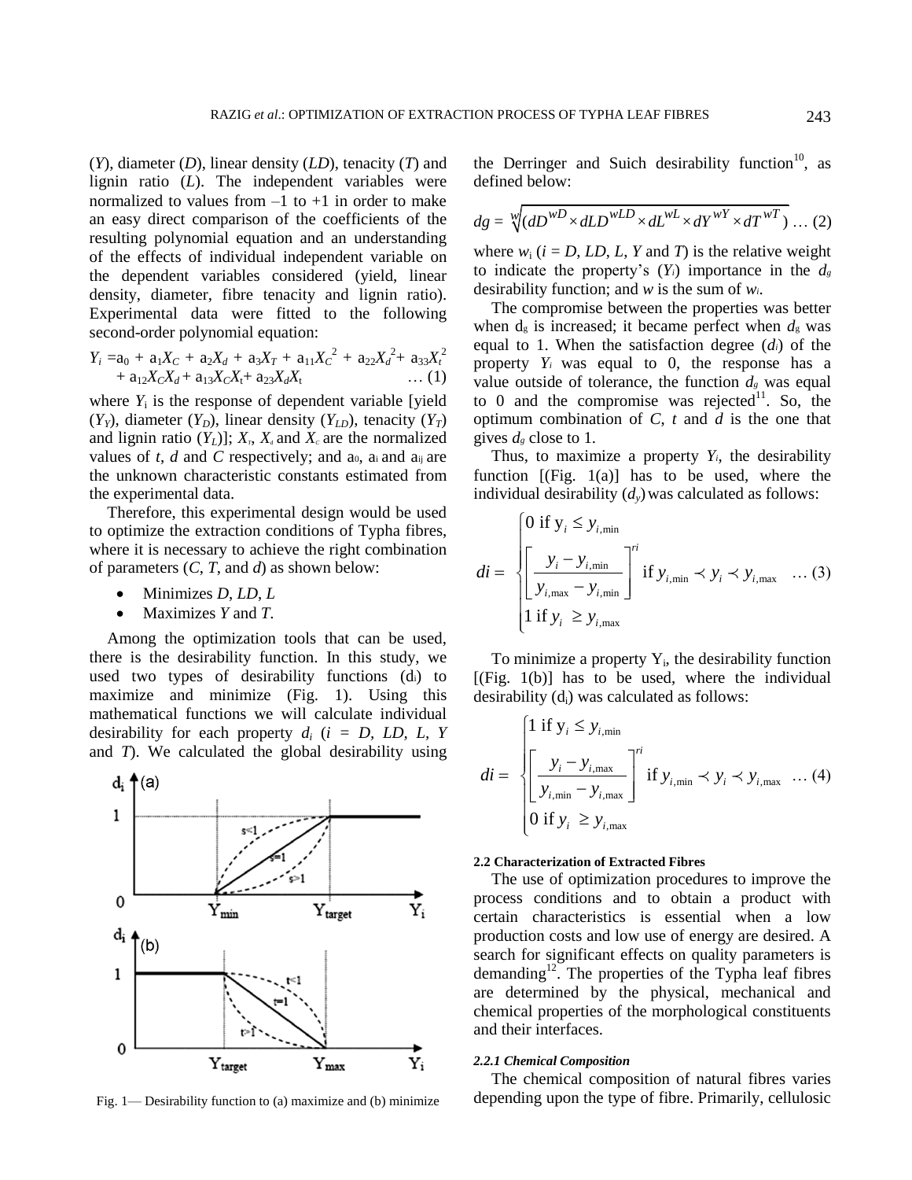($Y$), diameter ($D$), linear density ($LD$), tenacity ($T$) and lignin ratio ($L$). The independent variables were normalized to values from –1 to +1 in order to make an easy direct comparison of the coefficients of the resulting polynomial equation and an understanding of the effects of individual independent variable on the dependent variables considered (yield, linear density, diameter, fibre tenacity and lignin ratio). Experimental data were fitted to the following second-order polynomial equation:

$$Y_i = a_0 + a_1X_C + a_2X_d + a_3X_T + a_{11}X_C^2 + a_{22}X_d^2 + a_{33}X_t^2 + a_{12}X_CX_d + a_{13}X_CX_t + a_{23}X_dX_t \quad \ldots (1)$$

where $Y_i$ is the response of dependent variable [yield ($Y_Y$), diameter ($Y_D$), linear density ($Y_{LD}$), tenacity ($Y_T$) and lignin ratio ($Y_L$)]; $X_t$, $X_d$ and $X_c$ are the normalized values of $t$, $d$ and $C$ respectively; and $a_0$, $a_i$ and $a_{ij}$ are the unknown characteristic constants estimated from the experimental data.

Therefore, this experimental design would be used to optimize the extraction conditions of Typha fibres, where it is necessary to achieve the right combination of parameters ($C$, $T$, and $d$) as shown below:

- Minimizes $D$, $LD$, $L$
- Maximizes $Y$ and $T$.

Among the optimization tools that can be used, there is the desirability function. In this study, we used two types of desirability functions ($d_i$) to maximize and minimize (Fig. 1). Using this mathematical functions we will calculate individual desirability for each property $d_i$ ($i$ = $D$, $LD$, $L$, $Y$ and $T$). We calculated the global desirability using the Derringer and Suich desirability function[10], as defined below:

$$dg = \sqrt[w]{(dD^{wD} \times dLD^{wLD} \times dL^{wL} \times dY^{wY} \times dT^{wT})} \quad \ldots (2)$$

where $w_i$ ($i$ = $D$, $LD$, $L$, $Y$ and $T$) is the relative weight to indicate the property's ($Y_i$) importance in the $d_g$ desirability function; and $w$ is the sum of $w_i$.

The compromise between the properties was better when $d_g$ is increased; it became perfect when $d_g$ was equal to 1. When the satisfaction degree ($d_i$) of the property $Y_i$ was equal to 0, the response has a value outside of tolerance, the function $d_g$ was equal to 0 and the compromise was rejected[11]. So, the optimum combination of $C$, $t$ and $d$ is the one that gives $d_g$ close to 1.

Thus, to maximize a property $Y_i$, the desirability function [(Fig. 1(a)] has to be used, where the individual desirability ($d_y$) was calculated as follows:

$$di = \begin{cases} 0 \text{ if } y_i \le y_{i,\min} \\ \left[ \dfrac{y_i - y_{i,\min}}{y_{i,\max} - y_{i,\min}} \right]^{ri} \text{ if } y_{i,\min} \prec y_i \prec y_{i,\max} \\ 1 \text{ if } y_i \ge y_{i,\max} \end{cases} \quad \ldots (3)$$

To minimize a property $Y_i$, the desirability function [(Fig. 1(b)] has to be used, where the individual desirability ($d_i$) was calculated as follows:

$$di = \begin{cases} 1 \text{ if } y_i \le y_{i,\min} \\ \left[ \dfrac{y_i - y_{i,\max}}{y_{i,\min} - y_{i,\max}} \right]^{ri} \text{ if } y_{i,\min} \prec y_i \prec y_{i,\max} \\ 0 \text{ if } y_i \ge y_{i,\max} \end{cases} \quad \ldots (4)$$

Fig. 1— Desirability function to (a) maximize and (b) minimize

### 2.2 Characterization of Extracted Fibres

The use of optimization procedures to improve the process conditions and to obtain a product with certain characteristics is essential when a low production costs and low use of energy are desired. A search for significant effects on quality parameters is demanding[12]. The properties of the Typha leaf fibres are determined by the physical, mechanical and chemical properties of the morphological constituents and their interfaces.

#### 2.2.1 Chemical Composition

The chemical composition of natural fibres varies depending upon the type of fibre. Primarily, cellulosic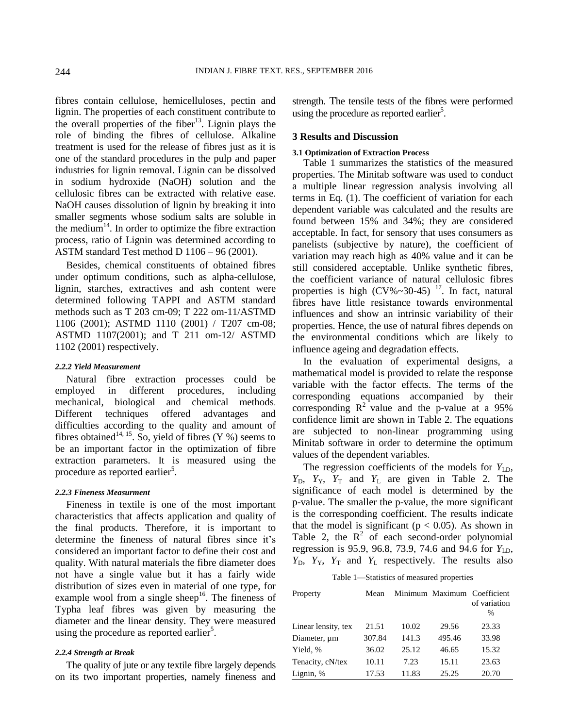fibres contain cellulose, hemicelluloses, pectin and lignin. The properties of each constituent contribute to the overall properties of the fiber[13]. Lignin plays the role of binding the fibres of cellulose. Alkaline treatment is used for the release of fibres just as it is one of the standard procedures in the pulp and paper industries for lignin removal. Lignin can be dissolved in sodium hydroxide (NaOH) solution and the cellulosic fibres can be extracted with relative ease. NaOH causes dissolution of lignin by breaking it into smaller segments whose sodium salts are soluble in the medium[14]. In order to optimize the fibre extraction process, ratio of Lignin was determined according to ASTM standard Test method D 1106 – 96 (2001).

Besides, chemical constituents of obtained fibres under optimum conditions, such as alpha-cellulose, lignin, starches, extractives and ash content were determined following TAPPI and ASTM standard methods such as T 203 cm-09; T 222 om-11/ASTMD 1106 (2001); ASTMD 1110 (2001) / T207 cm-08; ASTMD 1107(2001); and T 211 om-12/ ASTMD 1102 (2001) respectively.

#### 2.2.2 Yield Measurement

Natural fibre extraction processes could be employed in different procedures, including mechanical, biological and chemical methods. Different techniques offered advantages and difficulties according to the quality and amount of fibres obtained[14, 15]. So, yield of fibres (Y %) seems to be an important factor in the optimization of fibre extraction parameters. It is measured using the procedure as reported earlier[5].

#### 2.2.3 Fineness Measurment

Fineness in textile is one of the most important characteristics that affects application and quality of the final products. Therefore, it is important to determine the fineness of natural fibres since it's considered an important factor to define their cost and quality. With natural materials the fibre diameter does not have a single value but it has a fairly wide distribution of sizes even in material of one type, for example wool from a single sheep[16]. The fineness of Typha leaf fibres was given by measuring the diameter and the linear density. They were measured using the procedure as reported earlier[5].

#### 2.2.4 Strength at Break

The quality of jute or any textile fibre largely depends on its two important properties, namely fineness and strength. The tensile tests of the fibres were performed using the procedure as reported earlier[5].

## 3 Results and Discussion

### 3.1 Optimization of Extraction Process

Table 1 summarizes the statistics of the measured properties. The Minitab software was used to conduct a multiple linear regression analysis involving all terms in Eq. (1). The coefficient of variation for each dependent variable was calculated and the results are found between 15% and 34%; they are considered acceptable. In fact, for sensory that uses consumers as panelists (subjective by nature), the coefficient of variation may reach high as 40% value and it can be still considered acceptable. Unlike synthetic fibres, the coefficient variance of natural cellulosic fibres properties is high (CV%~30-45) [17]. In fact, natural fibres have little resistance towards environmental influences and show an intrinsic variability of their properties. Hence, the use of natural fibres depends on the environmental conditions which are likely to influence ageing and degradation effects.

In the evaluation of experimental designs, a mathematical model is provided to relate the response variable with the factor effects. The terms of the corresponding equations accompanied by their corresponding $R^2$ value and the p-value at a 95% confidence limit are shown in Table 2. The equations are subjected to non-linear programming using Minitab software in order to determine the optimum values of the dependent variables.

The regression coefficients of the models for $Y_{LD}$, $Y_D$, $Y_Y$, $Y_T$ and $Y_L$ are given in Table 2. The significance of each model is determined by the p-value. The smaller the p-value, the more significant is the corresponding coefficient. The results indicate that the model is significant ($p < 0.05$). As shown in Table 2, the $R^2$ of each second-order polynomial regression is 95.9, 96.8, 73.9, 74.6 and 94.6 for $Y_{LD}$, $Y_D$, $Y_Y$, $Y_T$ and $Y_L$ respectively. The results also

Table 1—Statistics of measured properties

| Property | Mean | Minimum | Maximum | Coefficient of variation % |
|---|---|---|---|---|
| Linear lensity, tex | 21.51 | 10.02 | 29.56 | 23.33 |
| Diameter, µm | 307.84 | 141.3 | 495.46 | 33.98 |
| Yield, % | 36.02 | 25.12 | 46.65 | 15.32 |
| Tenacity, cN/tex | 10.11 | 7.23 | 15.11 | 23.63 |
| Lignin, % | 17.53 | 11.83 | 25.25 | 20.70 |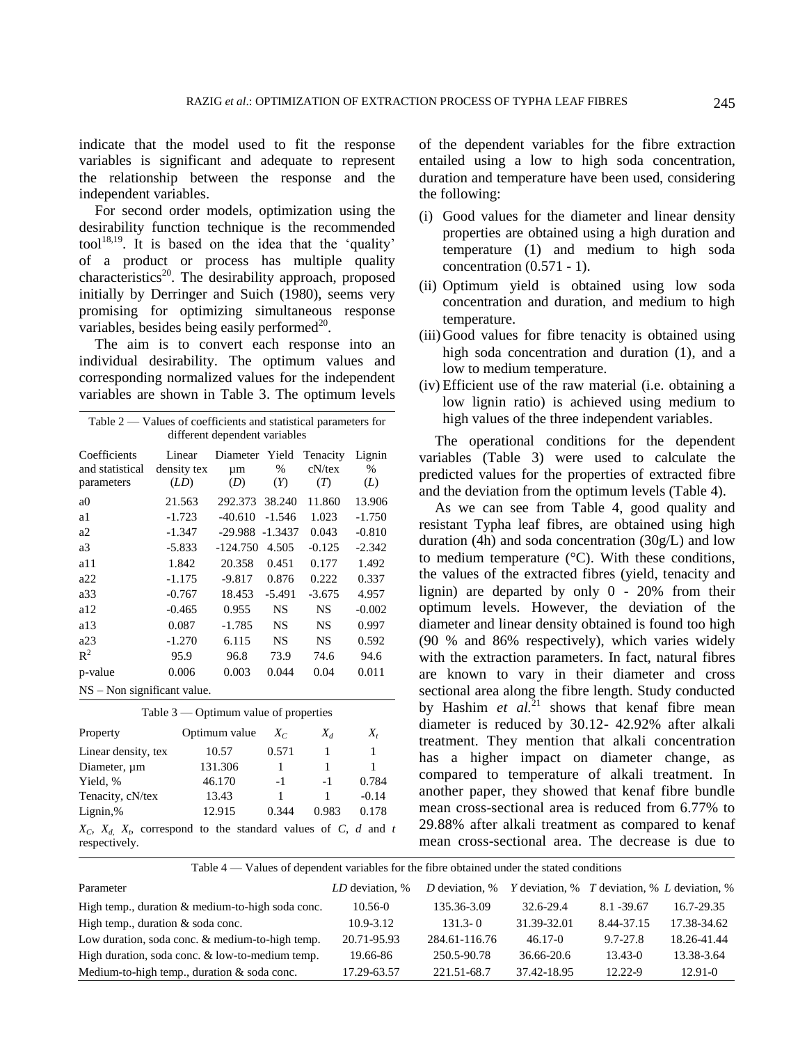indicate that the model used to fit the response variables is significant and adequate to represent the relationship between the response and the independent variables.

For second order models, optimization using the desirability function technique is the recommended tool[18,19]. It is based on the idea that the 'quality' of a product or process has multiple quality characteristics[20]. The desirability approach, proposed initially by Derringer and Suich (1980), seems very promising for optimizing simultaneous response variables, besides being easily performed[20].

The aim is to convert each response into an individual desirability. The optimum values and corresponding normalized values for the independent variables are shown in Table 3. The optimum levels of the dependent variables for the fibre extraction entailed using a low to high soda concentration, duration and temperature have been used, considering the following:

(i) Good values for the diameter and linear density properties are obtained using a high duration and temperature (1) and medium to high soda concentration (0.571 - 1).

(ii) Optimum yield is obtained using low soda concentration and duration, and medium to high temperature.

(iii) Good values for fibre tenacity is obtained using high soda concentration and duration (1), and a low to medium temperature.

(iv) Efficient use of the raw material (i.e. obtaining a low lignin ratio) is achieved using medium to high values of the three independent variables.

The operational conditions for the dependent variables (Table 3) were used to calculate the predicted values for the properties of extracted fibre and the deviation from the optimum levels (Table 4).

As we can see from Table 4, good quality and resistant Typha leaf fibres, are obtained using high duration (4h) and soda concentration (30g/L) and low to medium temperature (°C). With these conditions, the values of the extracted fibres (yield, tenacity and lignin) are departed by only 0 - 20% from their optimum levels. However, the deviation of the diameter and linear density obtained is found too high (90 % and 86% respectively), which varies widely with the extraction parameters. In fact, natural fibres are known to vary in their diameter and cross sectional area along the fibre length. Study conducted by Hashim *et al.*[21] shows that kenaf fibre mean diameter is reduced by 30.12- 42.92% after alkali treatment. They mention that alkali concentration has a higher impact on diameter change, as compared to temperature of alkali treatment. In another paper, they showed that kenaf fibre bundle mean cross-sectional area is reduced from 6.77% to 29.88% after alkali treatment as compared to kenaf mean cross-sectional area. The decrease is due to

Table 2 — Values of coefficients and statistical parameters for different dependent variables

| Coefficients and statistical parameters | Linear density tex (*LD*) | Diameter µm (*D*) | Yield % (*Y*) | Tenacity cN/tex (*T*) | Lignin % (*L*) |
|---|---|---|---|---|---|
| a0 | 21.563 | 292.373 | 38.240 | 11.860 | 13.906 |
| a1 | -1.723 | -40.610 | -1.546 | 1.023 | -1.750 |
| a2 | -1.347 | -29.988 | -1.3437 | 0.043 | -0.810 |
| a3 | -5.833 | -124.750 | 4.505 | -0.125 | -2.342 |
| a11 | 1.842 | 20.358 | 0.451 | 0.177 | 1.492 |
| a22 | -1.175 | -9.817 | 0.876 | 0.222 | 0.337 |
| a33 | -0.767 | 18.453 | -5.491 | -3.675 | 4.957 |
| a12 | -0.465 | 0.955 | NS | NS | -0.002 |
| a13 | 0.087 | -1.785 | NS | NS | 0.997 |
| a23 | -1.270 | 6.115 | NS | NS | 0.592 |
| $R^2$ | 95.9 | 96.8 | 73.9 | 74.6 | 94.6 |
| p-value | 0.006 | 0.003 | 0.044 | 0.04 | 0.011 |

NS – Non significant value.

Table 3 — Optimum value of properties

| Property | Optimum value | $X_C$ | $X_d$ | $X_t$ |
|---|---|---|---|---|
| Linear density, tex | 10.57 | 0.571 | 1 | 1 |
| Diameter, µm | 131.306 | 1 | 1 | 1 |
| Yield, % | 46.170 | -1 | -1 | 0.784 |
| Tenacity, cN/tex | 13.43 | 1 | 1 | -0.14 |
| Lignin,% | 12.915 | 0.344 | 0.983 | 0.178 |

$X_C$, $X_d$, $X_t$, correspond to the standard values of *C*, *d* and *t* respectively.

Table 4 — Values of dependent variables for the fibre obtained under the stated conditions

| Parameter | *LD* deviation, % | *D* deviation, % | *Y* deviation, % | *T* deviation, % | *L* deviation, % |
|---|---|---|---|---|---|
| High temp., duration & medium-to-high soda conc. | 10.56-0 | 135.36-3.09 | 32.6-29.4 | 8.1 -39.67 | 16.7-29.35 |
| High temp., duration & soda conc. | 10.9-3.12 | 131.3- 0 | 31.39-32.01 | 8.44-37.15 | 17.38-34.62 |
| Low duration, soda conc. & medium-to-high temp. | 20.71-95.93 | 284.61-116.76 | 46.17-0 | 9.7-27.8 | 18.26-41.44 |
| High duration, soda conc. & low-to-medium temp. | 19.66-86 | 250.5-90.78 | 36.66-20.6 | 13.43-0 | 13.38-3.64 |
| Medium-to-high temp., duration & soda conc. | 17.29-63.57 | 221.51-68.7 | 37.42-18.95 | 12.22-9 | 12.91-0 |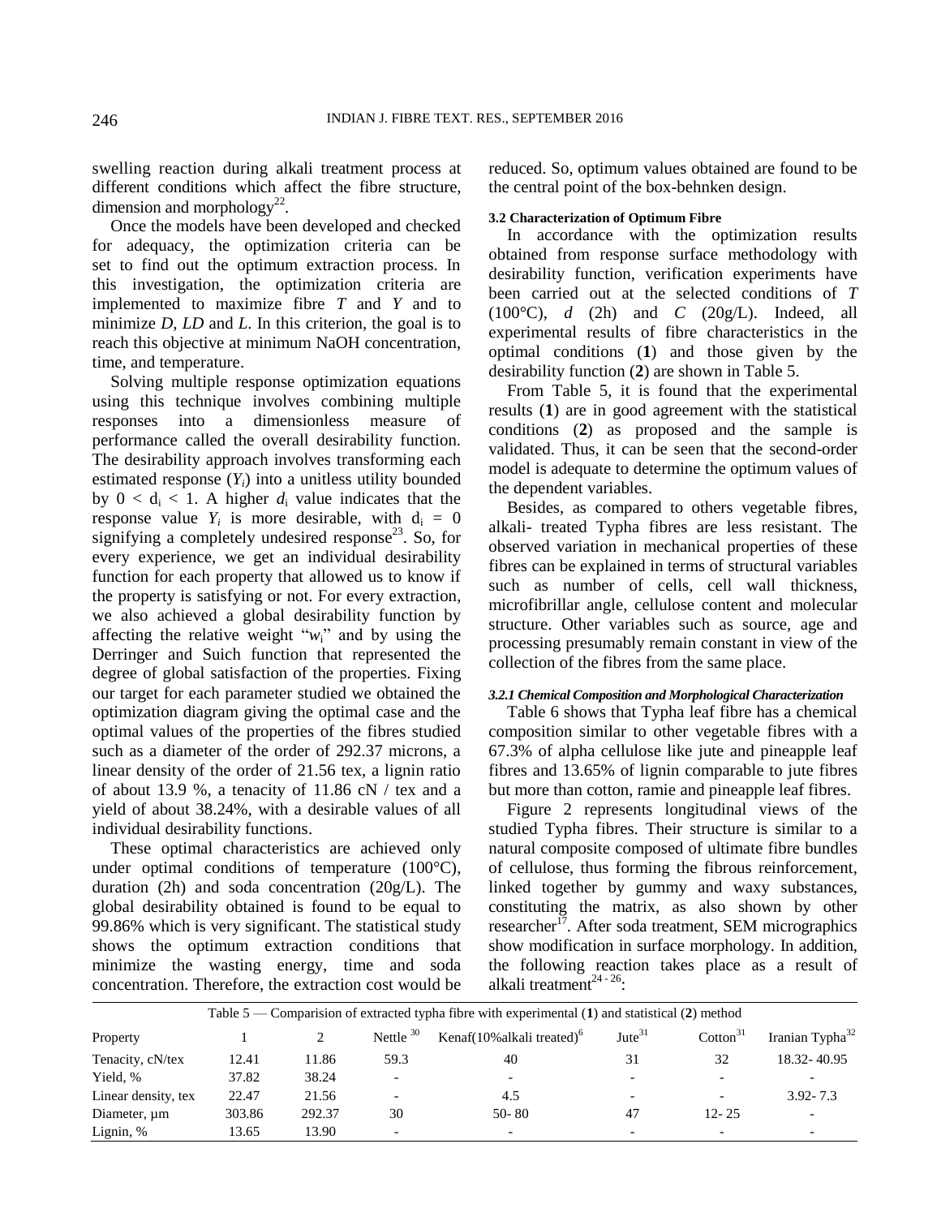swelling reaction during alkali treatment process at different conditions which affect the fibre structure, dimension and morphology[22].

Once the models have been developed and checked for adequacy, the optimization criteria can be set to find out the optimum extraction process. In this investigation, the optimization criteria are implemented to maximize fibre *T* and *Y* and to minimize *D*, *LD* and *L*. In this criterion, the goal is to reach this objective at minimum NaOH concentration, time, and temperature.

Solving multiple response optimization equations using this technique involves combining multiple responses into a dimensionless measure of performance called the overall desirability function. The desirability approach involves transforming each estimated response ($Y_i$) into a unitless utility bounded by $0 < d_i < 1$. A higher $d_i$ value indicates that the response value $Y_i$ is more desirable, with $d_i = 0$ signifying a completely undesired response[23]. So, for every experience, we get an individual desirability function for each property that allowed us to know if the property is satisfying or not. For every extraction, we also achieved a global desirability function by affecting the relative weight "$w_i$" and by using the Derringer and Suich function that represented the degree of global satisfaction of the properties. Fixing our target for each parameter studied we obtained the optimization diagram giving the optimal case and the optimal values of the properties of the fibres studied such as a diameter of the order of 292.37 microns, a linear density of the order of 21.56 tex, a lignin ratio of about 13.9 %, a tenacity of 11.86 cN / tex and a yield of about 38.24%, with a desirable values of all individual desirability functions.

These optimal characteristics are achieved only under optimal conditions of temperature (100°C), duration (2h) and soda concentration (20g/L). The global desirability obtained is found to be equal to 99.86% which is very significant. The statistical study shows the optimum extraction conditions that minimize the wasting energy, time and soda concentration. Therefore, the extraction cost would be reduced. So, optimum values obtained are found to be the central point of the box-behnken design.

### 3.2 Characterization of Optimum Fibre

In accordance with the optimization results obtained from response surface methodology with desirability function, verification experiments have been carried out at the selected conditions of *T* (100°C), *d* (2h) and *C* (20g/L). Indeed, all experimental results of fibre characteristics in the optimal conditions (**1**) and those given by the desirability function (**2**) are shown in Table 5.

From Table 5, it is found that the experimental results (**1**) are in good agreement with the statistical conditions (**2**) as proposed and the sample is validated. Thus, it can be seen that the second-order model is adequate to determine the optimum values of the dependent variables.

Besides, as compared to others vegetable fibres, alkali- treated Typha fibres are less resistant. The observed variation in mechanical properties of these fibres can be explained in terms of structural variables such as number of cells, cell wall thickness, microfibrillar angle, cellulose content and molecular structure. Other variables such as source, age and processing presumably remain constant in view of the collection of the fibres from the same place.

#### *3.2.1 Chemical Composition and Morphological Characterization*

Table 6 shows that Typha leaf fibre has a chemical composition similar to other vegetable fibres with a 67.3% of alpha cellulose like jute and pineapple leaf fibres and 13.65% of lignin comparable to jute fibres but more than cotton, ramie and pineapple leaf fibres.

Figure 2 represents longitudinal views of the studied Typha fibres. Their structure is similar to a natural composite composed of ultimate fibre bundles of cellulose, thus forming the fibrous reinforcement, linked together by gummy and waxy substances, constituting the matrix, as also shown by other researcher[17]. After soda treatment, SEM micrographics show modification in surface morphology. In addition, the following reaction takes place as a result of alkali treatment[24 - 26]:

Table 5 — Comparision of extracted typha fibre with experimental (**1**) and statistical (**2**) method

| Property | 1 | 2 | Nettle [30] | Kenaf(10%alkali treated)[6] | Jute[31] | Cotton[31] | Iranian Typha[32] |
|---|---|---|---|---|---|---|---|
| Tenacity, cN/tex | 12.41 | 11.86 | 59.3 | 40 | 31 | 32 | 18.32- 40.95 |
| Yield, % | 37.82 | 38.24 | - | - | - | - | - |
| Linear density, tex | 22.47 | 21.56 | - | 4.5 | - | - | 3.92- 7.3 |
| Diameter, µm | 303.86 | 292.37 | 30 | 50- 80 | 47 | 12- 25 | - |
| Lignin, % | 13.65 | 13.90 | - | - | - | - | - |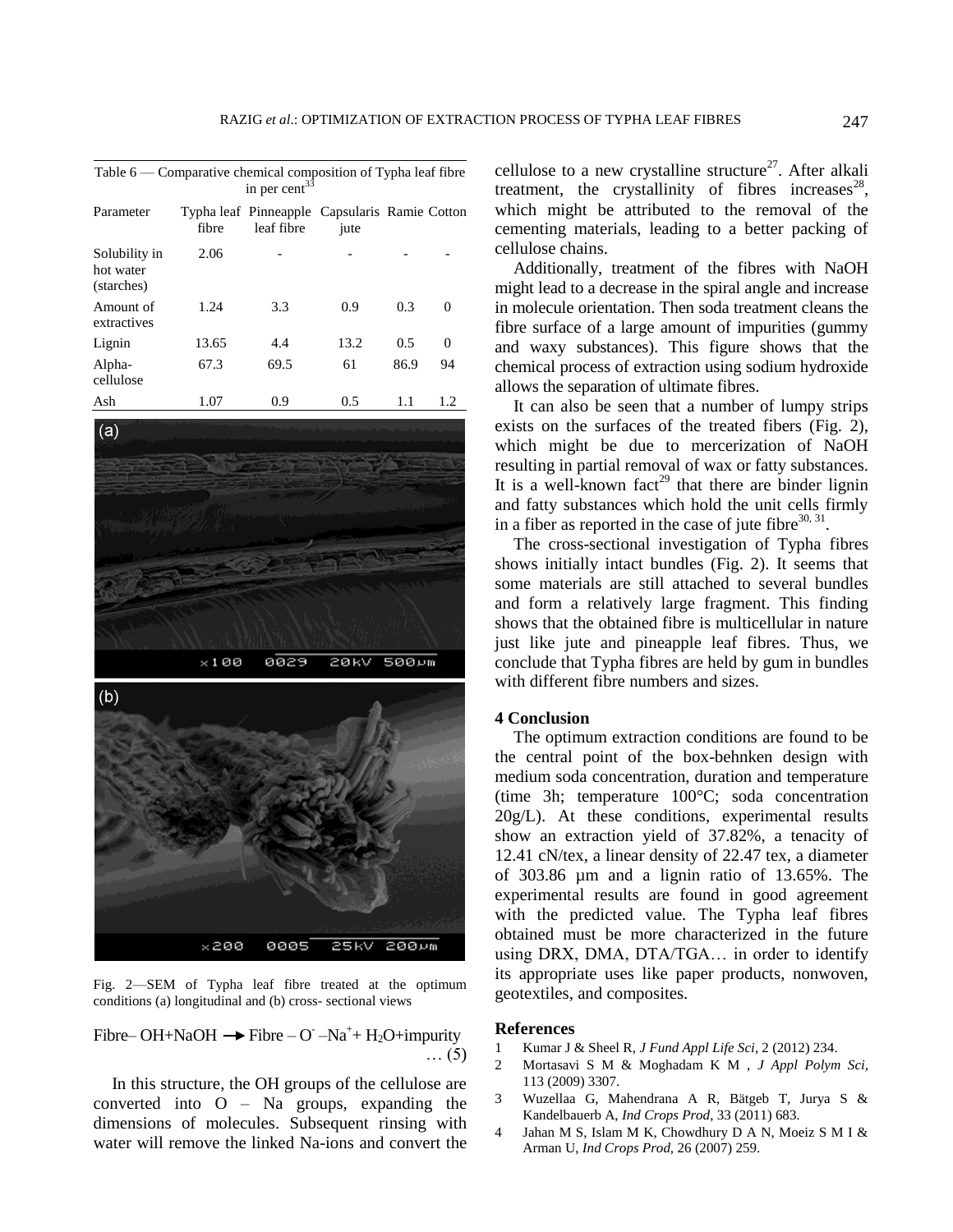Table 6 — Comparative chemical composition of Typha leaf fibre in per cent[33]

| Parameter | Typha leaf fibre | Pinneapple leaf fibre | Capsularis jute | Ramie | Cotton |
|---|---|---|---|---|---|
| Solubility in hot water (starches) | 2.06 | - | - | - | - |
| Amount of extractives | 1.24 | 3.3 | 0.9 | 0.3 | 0 |
| Lignin | 13.65 | 4.4 | 13.2 | 0.5 | 0 |
| Alpha-cellulose | 67.3 | 69.5 | 61 | 86.9 | 94 |
| Ash | 1.07 | 0.9 | 0.5 | 1.1 | 1.2 |

Fig. 2—SEM of Typha leaf fibre treated at the optimum conditions (a) longitudinal and (b) cross- sectional views

$$\text{Fibre– OH+NaOH} \rightarrow \text{Fibre} - O^{-} - Na^{+} + H_2O\text{+impurity} \quad \ldots (5)$$

In this structure, the OH groups of the cellulose are converted into O – Na groups, expanding the dimensions of molecules. Subsequent rinsing with water will remove the linked Na-ions and convert the cellulose to a new crystalline structure[27]. After alkali treatment, the crystallinity of fibres increases[28], which might be attributed to the removal of the cementing materials, leading to a better packing of cellulose chains.

Additionally, treatment of the fibres with NaOH might lead to a decrease in the spiral angle and increase in molecule orientation. Then soda treatment cleans the fibre surface of a large amount of impurities (gummy and waxy substances). This figure shows that the chemical process of extraction using sodium hydroxide allows the separation of ultimate fibres.

It can also be seen that a number of lumpy strips exists on the surfaces of the treated fibers (Fig. 2), which might be due to mercerization of NaOH resulting in partial removal of wax or fatty substances. It is a well-known fact[29] that there are binder lignin and fatty substances which hold the unit cells firmly in a fiber as reported in the case of jute fibre[30, 31].

The cross-sectional investigation of Typha fibres shows initially intact bundles (Fig. 2). It seems that some materials are still attached to several bundles and form a relatively large fragment. This finding shows that the obtained fibre is multicellular in nature just like jute and pineapple leaf fibres. Thus, we conclude that Typha fibres are held by gum in bundles with different fibre numbers and sizes.

## 4 Conclusion

The optimum extraction conditions are found to be the central point of the box-behnken design with medium soda concentration, duration and temperature (time 3h; temperature 100°C; soda concentration 20g/L). At these conditions, experimental results show an extraction yield of 37.82%, a tenacity of 12.41 cN/tex, a linear density of 22.47 tex, a diameter of 303.86 µm and a lignin ratio of 13.65%. The experimental results are found in good agreement with the predicted value. The Typha leaf fibres obtained must be more characterized in the future using DRX, DMA, DTA/TGA… in order to identify its appropriate uses like paper products, nonwoven, geotextiles, and composites.

## References

1. Kumar J & Sheel R, *J Fund Appl Life Sci*, 2 (2012) 234.
2. Mortasavi S M & Moghadam K M , *J Appl Polym Sci*, 113 (2009) 3307.
3. Wuzellaa G, Mahendrana A R, Bätgeb T, Jurya S & Kandelbauerb A, *Ind Crops Prod*, 33 (2011) 683.
4. Jahan M S, Islam M K, Chowdhury D A N, Moeiz S M I & Arman U, *Ind Crops Prod*, 26 (2007) 259.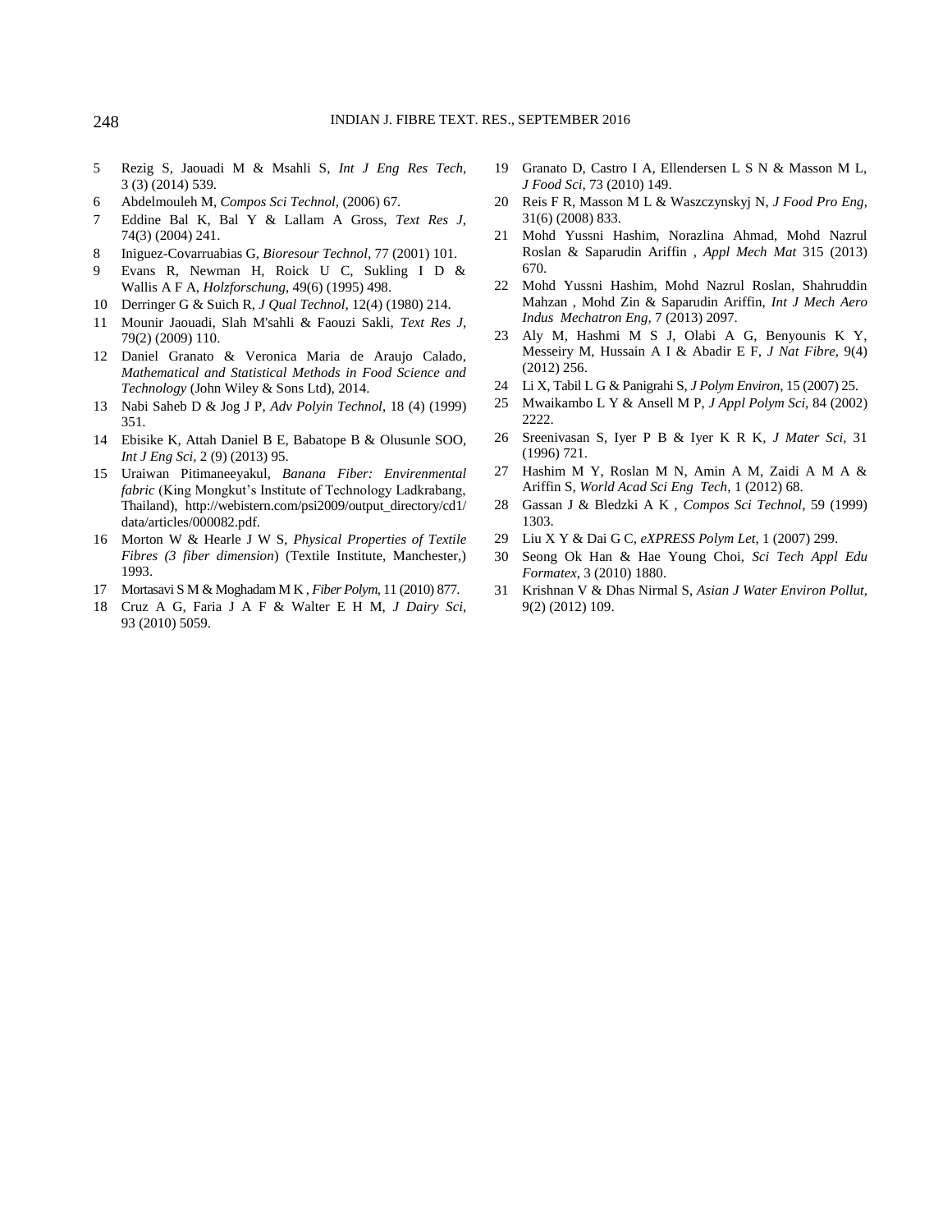5. Rezig S, Jaouadi M & Msahli S, *Int J Eng Res Tech*, 3 (3) (2014) 539.
6. Abdelmouleh M, *Compos Sci Technol*, (2006) 67.
7. Eddine Bal K, Bal Y & Lallam A Gross, *Text Res J*, 74(3) (2004) 241.
8. Iniguez-Covarruabias G, *Bioresour Technol*, 77 (2001) 101.
9. Evans R, Newman H, Roick U C, Sukling I D & Wallis A F A, *Holzforschung*, 49(6) (1995) 498.
10. Derringer G & Suich R, *J Qual Technol*, 12(4) (1980) 214.
11. Mounir Jaouadi, Slah M'sahli & Faouzi Sakli, *Text Res J*, 79(2) (2009) 110.
12. Daniel Granato & Veronica Maria de Araujo Calado, *Mathematical and Statistical Methods in Food Science and Technology* (John Wiley & Sons Ltd), 2014.
13. Nabi Saheb D & Jog J P, *Adv Polyin Technol*, 18 (4) (1999) 351.
14. Ebisike K, Attah Daniel B E, Babatope B & Olusunle SOO, *Int J Eng Sci*, 2 (9) (2013) 95.
15. Uraiwan Pitimaneeyakul, *Banana Fiber: Envirenmental fabric* (King Mongkut's Institute of Technology Ladkrabang, Thailand), http://webistern.com/psi2009/output_directory/cd1/data/articles/000082.pdf.
16. Morton W & Hearle J W S, *Physical Properties of Textile Fibres (3 fiber dimension*) (Textile Institute, Manchester,) 1993.
17. Mortasavi S M & Moghadam M K , *Fiber Polym*, 11 (2010) 877.
18. Cruz A G, Faria J A F & Walter E H M, *J Dairy Sci*, 93 (2010) 5059.
19. Granato D, Castro I A, Ellendersen L S N & Masson M L, *J Food Sci*, 73 (2010) 149.
20. Reis F R, Masson M L & Waszczynskyj N, *J Food Pro Eng*, 31(6) (2008) 833.
21. Mohd Yussni Hashim, Norazlina Ahmad, Mohd Nazrul Roslan & Saparudin Ariffin , *Appl Mech Mat* 315 (2013) 670.
22. Mohd Yussni Hashim, Mohd Nazrul Roslan, Shahruddin Mahzan , Mohd Zin & Saparudin Ariffin, *Int J Mech Aero Indus Mechatron Eng*, 7 (2013) 2097.
23. Aly M, Hashmi M S J, Olabi A G, Benyounis K Y, Messeiry M, Hussain A I & Abadir E F, *J Nat Fibre*, 9(4) (2012) 256.
24. Li X, Tabil L G & Panigrahi S, *J Polym Environ*, 15 (2007) 25.
25. Mwaikambo L Y & Ansell M P, *J Appl Polym Sci*, 84 (2002) 2222.
26. Sreenivasan S, Iyer P B & Iyer K R K, *J Mater Sci*, 31 (1996) 721.
27. Hashim M Y, Roslan M N, Amin A M, Zaidi A M A & Ariffin S, *World Acad Sci Eng Tech*, 1 (2012) 68.
28. Gassan J & Bledzki A K , *Compos Sci Technol*, 59 (1999) 1303.
29. Liu X Y & Dai G C, *eXPRESS Polym Let*, 1 (2007) 299.
30. Seong Ok Han & Hae Young Choi, *Sci Tech Appl Edu Formatex*, 3 (2010) 1880.
31. Krishnan V & Dhas Nirmal S, *Asian J Water Environ Pollut*, 9(2) (2012) 109.